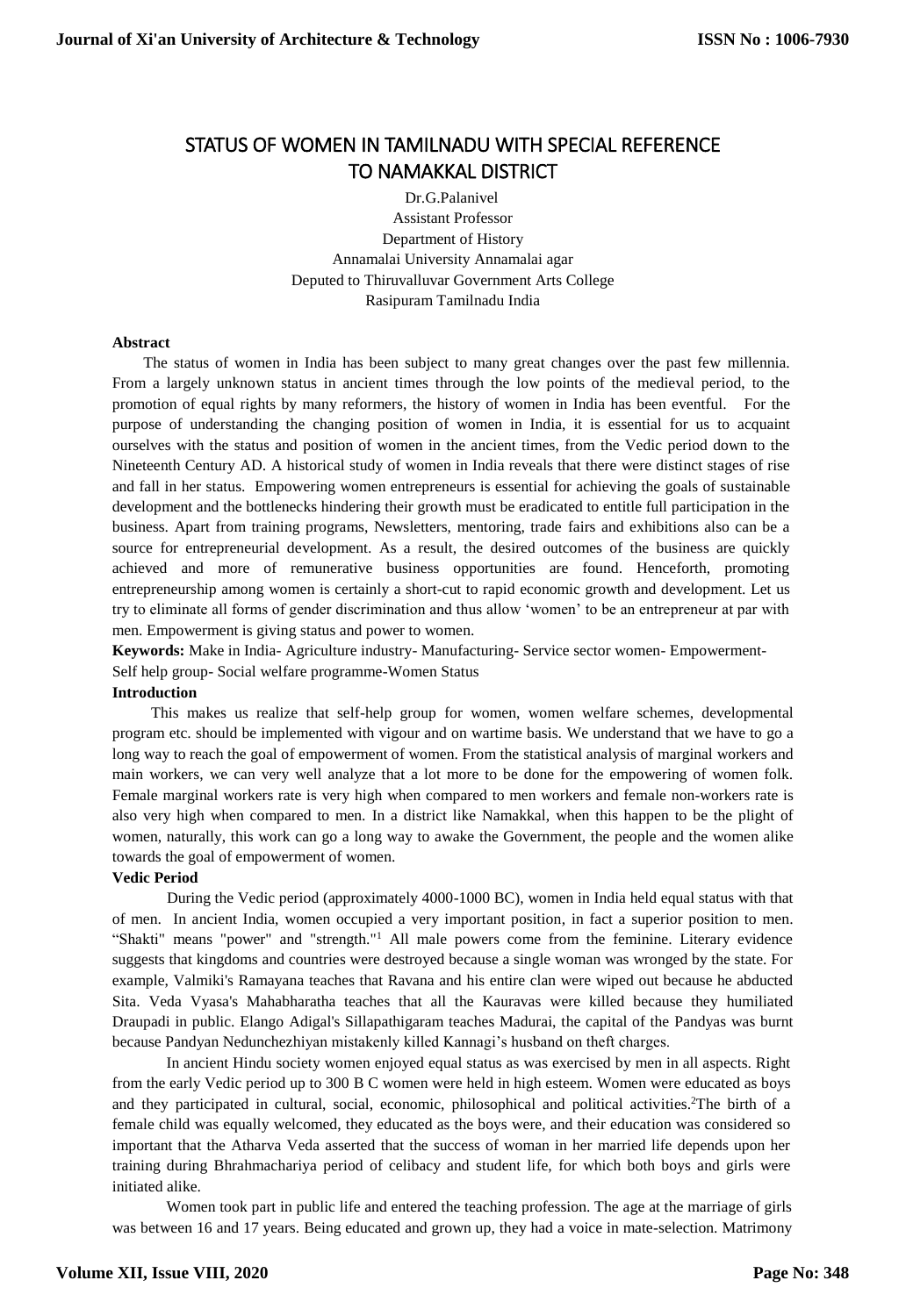# STATUS OF WOMEN IN TAMILNADU WITH SPECIAL REFERENCE TO NAMAKKAL DISTRICT

Dr.G.Palanivel
Assistant Professor
Department of History
Annamalai University Annamalai agar
Deputed to Thiruvalluvar Government Arts College
Rasipuram Tamilnadu India

**Abstract**

The status of women in India has been subject to many great changes over the past few millennia. From a largely unknown status in ancient times through the low points of the medieval period, to the promotion of equal rights by many reformers, the history of women in India has been eventful. For the purpose of understanding the changing position of women in India, it is essential for us to acquaint ourselves with the status and position of women in the ancient times, from the Vedic period down to the Nineteenth Century AD. A historical study of women in India reveals that there were distinct stages of rise and fall in her status. Empowering women entrepreneurs is essential for achieving the goals of sustainable development and the bottlenecks hindering their growth must be eradicated to entitle full participation in the business. Apart from training programs, Newsletters, mentoring, trade fairs and exhibitions also can be a source for entrepreneurial development. As a result, the desired outcomes of the business are quickly achieved and more of remunerative business opportunities are found. Henceforth, promoting entrepreneurship among women is certainly a short-cut to rapid economic growth and development. Let us try to eliminate all forms of gender discrimination and thus allow 'women' to be an entrepreneur at par with men. Empowerment is giving status and power to women.

**Keywords:** Make in India- Agriculture industry- Manufacturing- Service sector women- Empowerment- Self help group- Social welfare programme-Women Status

**Introduction**

This makes us realize that self-help group for women, women welfare schemes, developmental program etc. should be implemented with vigour and on wartime basis. We understand that we have to go a long way to reach the goal of empowerment of women. From the statistical analysis of marginal workers and main workers, we can very well analyze that a lot more to be done for the empowering of women folk. Female marginal workers rate is very high when compared to men workers and female non-workers rate is also very high when compared to men. In a district like Namakkal, when this happen to be the plight of women, naturally, this work can go a long way to awake the Government, the people and the women alike towards the goal of empowerment of women.

**Vedic Period**

During the Vedic period (approximately 4000-1000 BC), women in India held equal status with that of men. In ancient India, women occupied a very important position, in fact a superior position to men. "Shakti" means "power" and "strength."[1] All male powers come from the feminine. Literary evidence suggests that kingdoms and countries were destroyed because a single woman was wronged by the state. For example, Valmiki's Ramayana teaches that Ravana and his entire clan were wiped out because he abducted Sita. Veda Vyasa's Mahabharatha teaches that all the Kauravas were killed because they humiliated Draupadi in public. Elango Adigal's Sillapathigaram teaches Madurai, the capital of the Pandyas was burnt because Pandyan Nedunchezhiyan mistakenly killed Kannagi's husband on theft charges.

In ancient Hindu society women enjoyed equal status as was exercised by men in all aspects. Right from the early Vedic period up to 300 B C women were held in high esteem. Women were educated as boys and they participated in cultural, social, economic, philosophical and political activities.[2]The birth of a female child was equally welcomed, they educated as the boys were, and their education was considered so important that the Atharva Veda asserted that the success of woman in her married life depends upon her training during Bhrahmachariya period of celibacy and student life, for which both boys and girls were initiated alike.

Women took part in public life and entered the teaching profession. The age at the marriage of girls was between 16 and 17 years. Being educated and grown up, they had a voice in mate-selection. Matrimony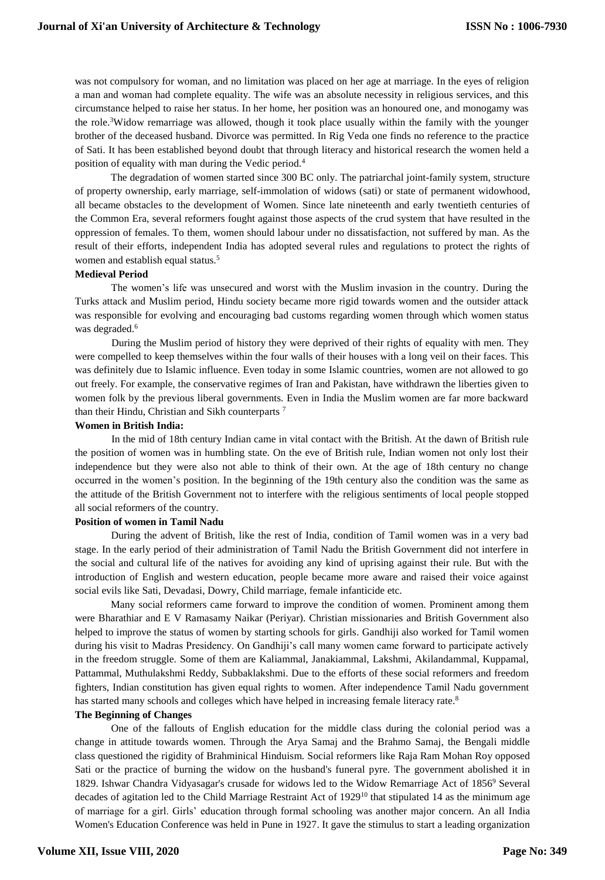was not compulsory for woman, and no limitation was placed on her age at marriage. In the eyes of religion a man and woman had complete equality. The wife was an absolute necessity in religious services, and this circumstance helped to raise her status. In her home, her position was an honoured one, and monogamy was the role.[3]Widow remarriage was allowed, though it took place usually within the family with the younger brother of the deceased husband. Divorce was permitted. In Rig Veda one finds no reference to the practice of Sati. It has been established beyond doubt that through literacy and historical research the women held a position of equality with man during the Vedic period.[4]

The degradation of women started since 300 BC only. The patriarchal joint-family system, structure of property ownership, early marriage, self-immolation of widows (sati) or state of permanent widowhood, all became obstacles to the development of Women. Since late nineteenth and early twentieth centuries of the Common Era, several reformers fought against those aspects of the crud system that have resulted in the oppression of females. To them, women should labour under no dissatisfaction, not suffered by man. As the result of their efforts, independent India has adopted several rules and regulations to protect the rights of women and establish equal status.[5]

**Medieval Period**

The women's life was unsecured and worst with the Muslim invasion in the country. During the Turks attack and Muslim period, Hindu society became more rigid towards women and the outsider attack was responsible for evolving and encouraging bad customs regarding women through which women status was degraded.[6]

During the Muslim period of history they were deprived of their rights of equality with men. They were compelled to keep themselves within the four walls of their houses with a long veil on their faces. This was definitely due to Islamic influence. Even today in some Islamic countries, women are not allowed to go out freely. For example, the conservative regimes of Iran and Pakistan, have withdrawn the liberties given to women folk by the previous liberal governments. Even in India the Muslim women are far more backward than their Hindu, Christian and Sikh counterparts [7]

**Women in British India:**

In the mid of 18th century Indian came in vital contact with the British. At the dawn of British rule the position of women was in humbling state. On the eve of British rule, Indian women not only lost their independence but they were also not able to think of their own. At the age of 18th century no change occurred in the women's position. In the beginning of the 19th century also the condition was the same as the attitude of the British Government not to interfere with the religious sentiments of local people stopped all social reformers of the country.

**Position of women in Tamil Nadu**

During the advent of British, like the rest of India, condition of Tamil women was in a very bad stage. In the early period of their administration of Tamil Nadu the British Government did not interfere in the social and cultural life of the natives for avoiding any kind of uprising against their rule. But with the introduction of English and western education, people became more aware and raised their voice against social evils like Sati, Devadasi, Dowry, Child marriage, female infanticide etc.

Many social reformers came forward to improve the condition of women. Prominent among them were Bharathiar and E V Ramasamy Naikar (Periyar). Christian missionaries and British Government also helped to improve the status of women by starting schools for girls. Gandhiji also worked for Tamil women during his visit to Madras Presidency. On Gandhiji's call many women came forward to participate actively in the freedom struggle. Some of them are Kaliammal, Janakiammal, Lakshmi, Akilandammal, Kuppamal, Pattammal, Muthulakshmi Reddy, Subbaklakshmi. Due to the efforts of these social reformers and freedom fighters, Indian constitution has given equal rights to women. After independence Tamil Nadu government has started many schools and colleges which have helped in increasing female literacy rate.[8]

**The Beginning of Changes**

One of the fallouts of English education for the middle class during the colonial period was a change in attitude towards women. Through the Arya Samaj and the Brahmo Samaj, the Bengali middle class questioned the rigidity of Brahminical Hinduism. Social reformers like Raja Ram Mohan Roy opposed Sati or the practice of burning the widow on the husband's funeral pyre. The government abolished it in 1829. Ishwar Chandra Vidyasagar's crusade for widows led to the Widow Remarriage Act of 1856[9] Several decades of agitation led to the Child Marriage Restraint Act of 1929[10] that stipulated 14 as the minimum age of marriage for a girl. Girls' education through formal schooling was another major concern. An all India Women's Education Conference was held in Pune in 1927. It gave the stimulus to start a leading organization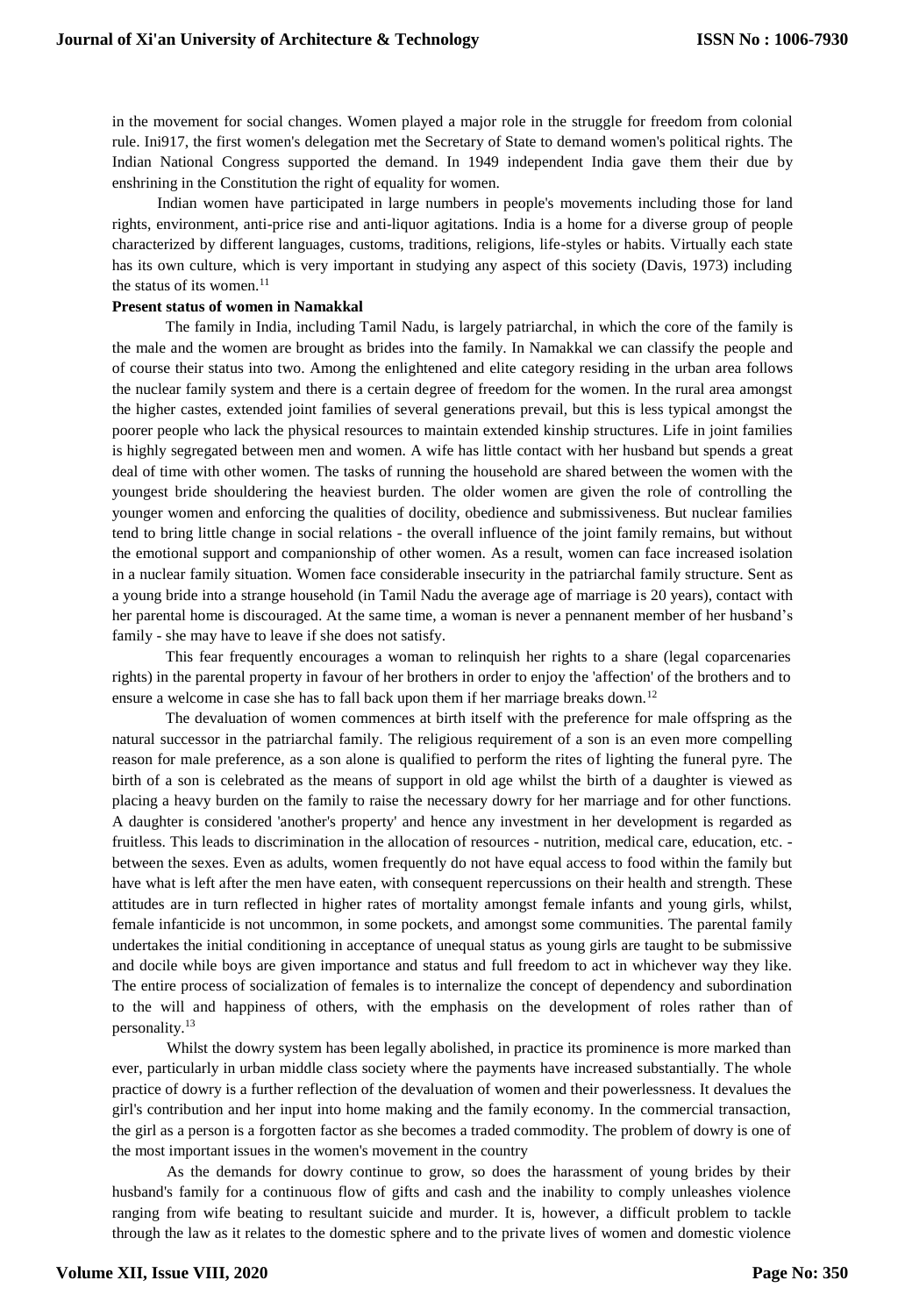in the movement for social changes. Women played a major role in the struggle for freedom from colonial rule. Ini917, the first women's delegation met the Secretary of State to demand women's political rights. The Indian National Congress supported the demand. In 1949 independent India gave them their due by enshrining in the Constitution the right of equality for women.

Indian women have participated in large numbers in people's movements including those for land rights, environment, anti-price rise and anti-liquor agitations. India is a home for a diverse group of people characterized by different languages, customs, traditions, religions, life-styles or habits. Virtually each state has its own culture, which is very important in studying any aspect of this society (Davis, 1973) including the status of its women.[11]

**Present status of women in Namakkal**

The family in India, including Tamil Nadu, is largely patriarchal, in which the core of the family is the male and the women are brought as brides into the family. In Namakkal we can classify the people and of course their status into two. Among the enlightened and elite category residing in the urban area follows the nuclear family system and there is a certain degree of freedom for the women. In the rural area amongst the higher castes, extended joint families of several generations prevail, but this is less typical amongst the poorer people who lack the physical resources to maintain extended kinship structures. Life in joint families is highly segregated between men and women. A wife has little contact with her husband but spends a great deal of time with other women. The tasks of running the household are shared between the women with the youngest bride shouldering the heaviest burden. The older women are given the role of controlling the younger women and enforcing the qualities of docility, obedience and submissiveness. But nuclear families tend to bring little change in social relations - the overall influence of the joint family remains, but without the emotional support and companionship of other women. As a result, women can face increased isolation in a nuclear family situation. Women face considerable insecurity in the patriarchal family structure. Sent as a young bride into a strange household (in Tamil Nadu the average age of marriage is 20 years), contact with her parental home is discouraged. At the same time, a woman is never a pennanent member of her husband's family - she may have to leave if she does not satisfy.

This fear frequently encourages a woman to relinquish her rights to a share (legal coparcenaries rights) in the parental property in favour of her brothers in order to enjoy the 'affection' of the brothers and to ensure a welcome in case she has to fall back upon them if her marriage breaks down.[12]

The devaluation of women commences at birth itself with the preference for male offspring as the natural successor in the patriarchal family. The religious requirement of a son is an even more compelling reason for male preference, as a son alone is qualified to perform the rites of lighting the funeral pyre. The birth of a son is celebrated as the means of support in old age whilst the birth of a daughter is viewed as placing a heavy burden on the family to raise the necessary dowry for her marriage and for other functions. A daughter is considered 'another's property' and hence any investment in her development is regarded as fruitless. This leads to discrimination in the allocation of resources - nutrition, medical care, education, etc. - between the sexes. Even as adults, women frequently do not have equal access to food within the family but have what is left after the men have eaten, with consequent repercussions on their health and strength. These attitudes are in turn reflected in higher rates of mortality amongst female infants and young girls, whilst, female infanticide is not uncommon, in some pockets, and amongst some communities. The parental family undertakes the initial conditioning in acceptance of unequal status as young girls are taught to be submissive and docile while boys are given importance and status and full freedom to act in whichever way they like. The entire process of socialization of females is to internalize the concept of dependency and subordination to the will and happiness of others, with the emphasis on the development of roles rather than of personality.[13]

Whilst the dowry system has been legally abolished, in practice its prominence is more marked than ever, particularly in urban middle class society where the payments have increased substantially. The whole practice of dowry is a further reflection of the devaluation of women and their powerlessness. It devalues the girl's contribution and her input into home making and the family economy. In the commercial transaction, the girl as a person is a forgotten factor as she becomes a traded commodity. The problem of dowry is one of the most important issues in the women's movement in the country

As the demands for dowry continue to grow, so does the harassment of young brides by their husband's family for a continuous flow of gifts and cash and the inability to comply unleashes violence ranging from wife beating to resultant suicide and murder. It is, however, a difficult problem to tackle through the law as it relates to the domestic sphere and to the private lives of women and domestic violence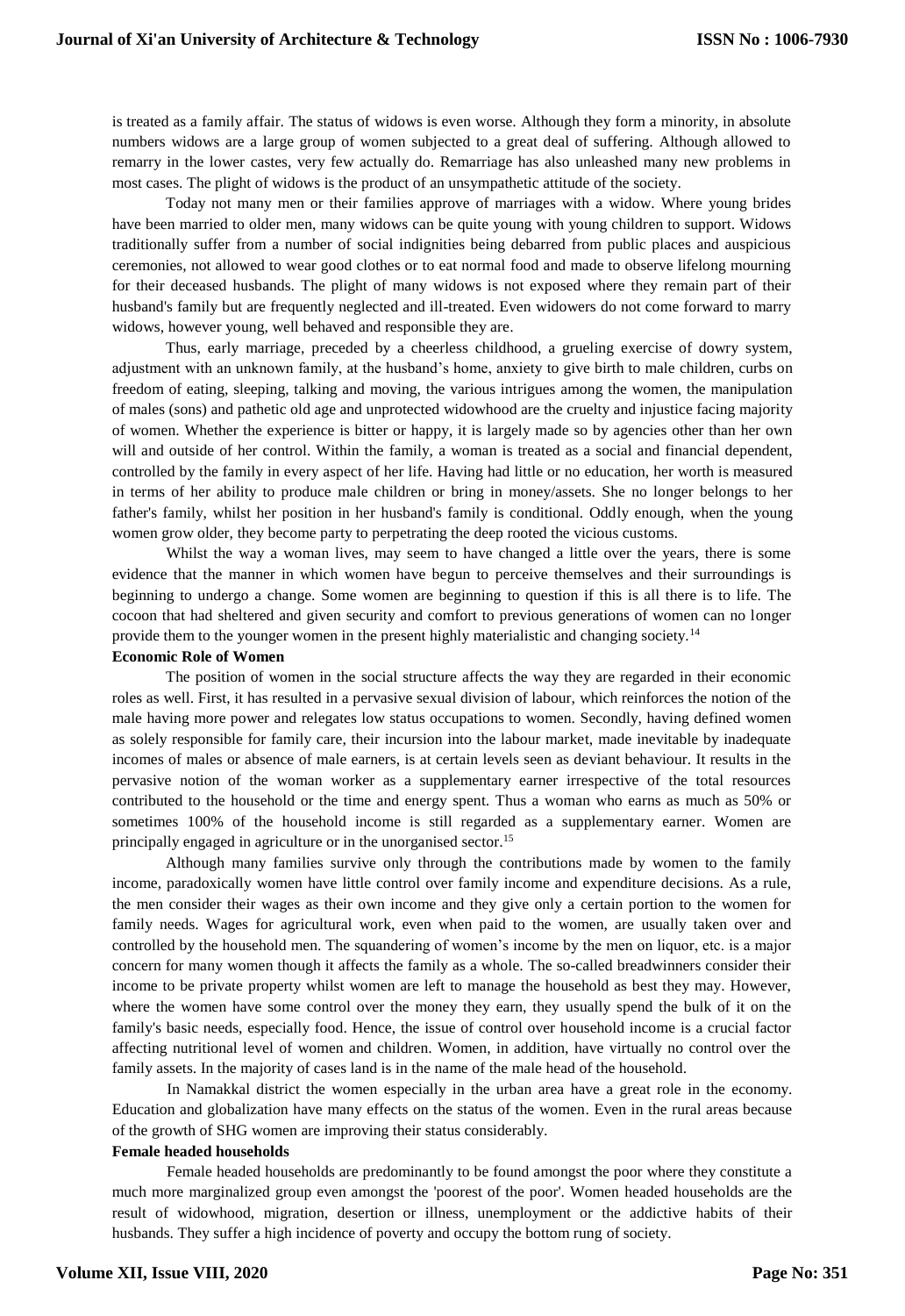is treated as a family affair. The status of widows is even worse. Although they form a minority, in absolute numbers widows are a large group of women subjected to a great deal of suffering. Although allowed to remarry in the lower castes, very few actually do. Remarriage has also unleashed many new problems in most cases. The plight of widows is the product of an unsympathetic attitude of the society.

Today not many men or their families approve of marriages with a widow. Where young brides have been married to older men, many widows can be quite young with young children to support. Widows traditionally suffer from a number of social indignities being debarred from public places and auspicious ceremonies, not allowed to wear good clothes or to eat normal food and made to observe lifelong mourning for their deceased husbands. The plight of many widows is not exposed where they remain part of their husband's family but are frequently neglected and ill-treated. Even widowers do not come forward to marry widows, however young, well behaved and responsible they are.

Thus, early marriage, preceded by a cheerless childhood, a grueling exercise of dowry system, adjustment with an unknown family, at the husband's home, anxiety to give birth to male children, curbs on freedom of eating, sleeping, talking and moving, the various intrigues among the women, the manipulation of males (sons) and pathetic old age and unprotected widowhood are the cruelty and injustice facing majority of women. Whether the experience is bitter or happy, it is largely made so by agencies other than her own will and outside of her control. Within the family, a woman is treated as a social and financial dependent, controlled by the family in every aspect of her life. Having had little or no education, her worth is measured in terms of her ability to produce male children or bring in money/assets. She no longer belongs to her father's family, whilst her position in her husband's family is conditional. Oddly enough, when the young women grow older, they become party to perpetrating the deep rooted the vicious customs.

Whilst the way a woman lives, may seem to have changed a little over the years, there is some evidence that the manner in which women have begun to perceive themselves and their surroundings is beginning to undergo a change. Some women are beginning to question if this is all there is to life. The cocoon that had sheltered and given security and comfort to previous generations of women can no longer provide them to the younger women in the present highly materialistic and changing society.[14]

**Economic Role of Women**

The position of women in the social structure affects the way they are regarded in their economic roles as well. First, it has resulted in a pervasive sexual division of labour, which reinforces the notion of the male having more power and relegates low status occupations to women. Secondly, having defined women as solely responsible for family care, their incursion into the labour market, made inevitable by inadequate incomes of males or absence of male earners, is at certain levels seen as deviant behaviour. It results in the pervasive notion of the woman worker as a supplementary earner irrespective of the total resources contributed to the household or the time and energy spent. Thus a woman who earns as much as 50% or sometimes 100% of the household income is still regarded as a supplementary earner. Women are principally engaged in agriculture or in the unorganised sector.[15]

Although many families survive only through the contributions made by women to the family income, paradoxically women have little control over family income and expenditure decisions. As a rule, the men consider their wages as their own income and they give only a certain portion to the women for family needs. Wages for agricultural work, even when paid to the women, are usually taken over and controlled by the household men. The squandering of women's income by the men on liquor, etc. is a major concern for many women though it affects the family as a whole. The so-called breadwinners consider their income to be private property whilst women are left to manage the household as best they may. However, where the women have some control over the money they earn, they usually spend the bulk of it on the family's basic needs, especially food. Hence, the issue of control over household income is a crucial factor affecting nutritional level of women and children. Women, in addition, have virtually no control over the family assets. In the majority of cases land is in the name of the male head of the household.

In Namakkal district the women especially in the urban area have a great role in the economy. Education and globalization have many effects on the status of the women. Even in the rural areas because of the growth of SHG women are improving their status considerably.

**Female headed households**

Female headed households are predominantly to be found amongst the poor where they constitute a much more marginalized group even amongst the 'poorest of the poor'. Women headed households are the result of widowhood, migration, desertion or illness, unemployment or the addictive habits of their husbands. They suffer a high incidence of poverty and occupy the bottom rung of society.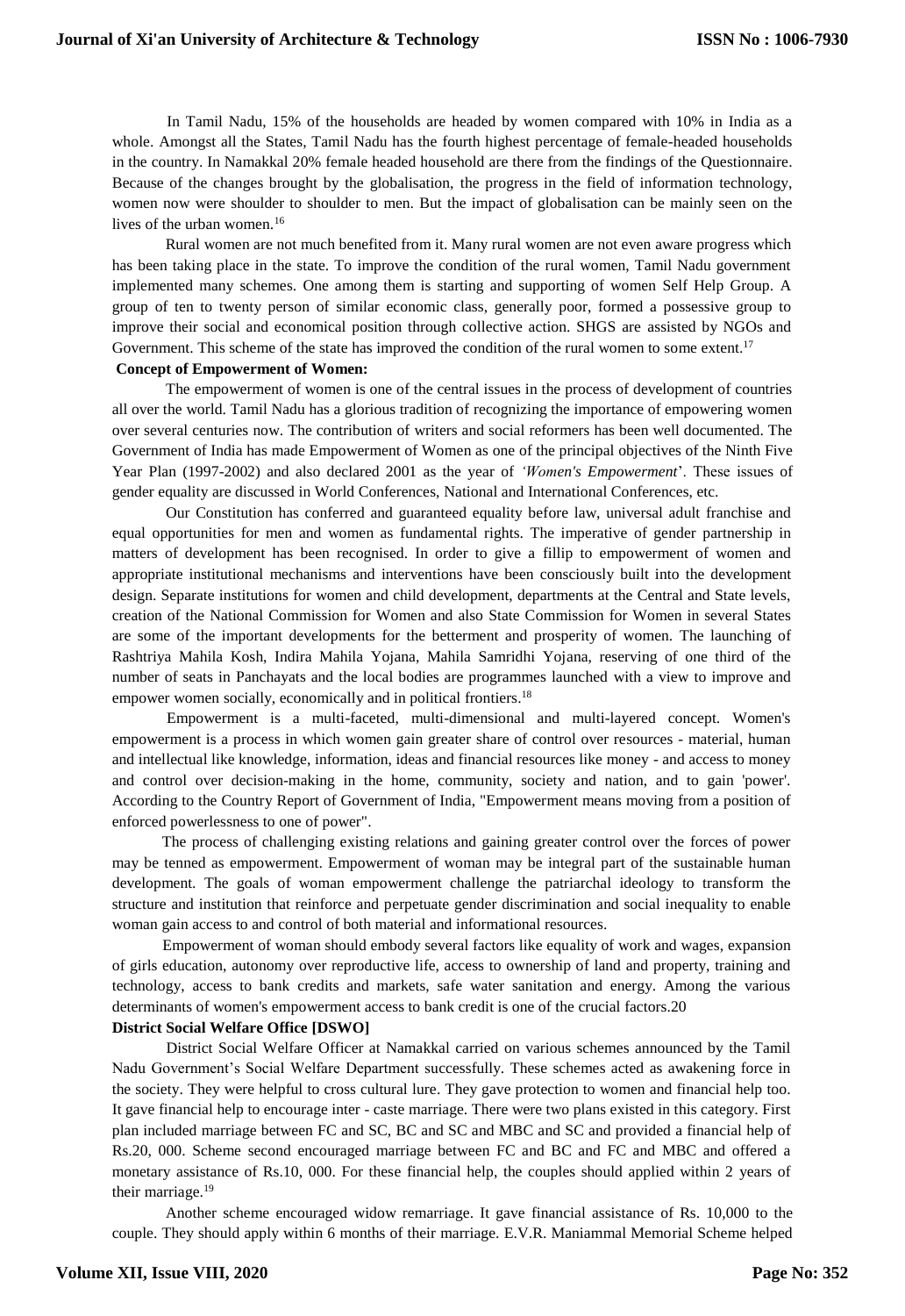In Tamil Nadu, 15% of the households are headed by women compared with 10% in India as a whole. Amongst all the States, Tamil Nadu has the fourth highest percentage of female-headed households in the country. In Namakkal 20% female headed household are there from the findings of the Questionnaire. Because of the changes brought by the globalisation, the progress in the field of information technology, women now were shoulder to shoulder to men. But the impact of globalisation can be mainly seen on the lives of the urban women.[16]

Rural women are not much benefited from it. Many rural women are not even aware progress which has been taking place in the state. To improve the condition of the rural women, Tamil Nadu government implemented many schemes. One among them is starting and supporting of women Self Help Group. A group of ten to twenty person of similar economic class, generally poor, formed a possessive group to improve their social and economical position through collective action. SHGS are assisted by NGOs and Government. This scheme of the state has improved the condition of the rural women to some extent.[17]

**Concept of Empowerment of Women:**

The empowerment of women is one of the central issues in the process of development of countries all over the world. Tamil Nadu has a glorious tradition of recognizing the importance of empowering women over several centuries now. The contribution of writers and social reformers has been well documented. The Government of India has made Empowerment of Women as one of the principal objectives of the Ninth Five Year Plan (1997-2002) and also declared 2001 as the year of *'Women's Empowerment*'. These issues of gender equality are discussed in World Conferences, National and International Conferences, etc.

Our Constitution has conferred and guaranteed equality before law, universal adult franchise and equal opportunities for men and women as fundamental rights. The imperative of gender partnership in matters of development has been recognised. In order to give a fillip to empowerment of women and appropriate institutional mechanisms and interventions have been consciously built into the development design. Separate institutions for women and child development, departments at the Central and State levels, creation of the National Commission for Women and also State Commission for Women in several States are some of the important developments for the betterment and prosperity of women. The launching of Rashtriya Mahila Kosh, Indira Mahila Yojana, Mahila Samridhi Yojana, reserving of one third of the number of seats in Panchayats and the local bodies are programmes launched with a view to improve and empower women socially, economically and in political frontiers.[18]

Empowerment is a multi-faceted, multi-dimensional and multi-layered concept. Women's empowerment is a process in which women gain greater share of control over resources - material, human and intellectual like knowledge, information, ideas and financial resources like money - and access to money and control over decision-making in the home, community, society and nation, and to gain 'power'. According to the Country Report of Government of India, "Empowerment means moving from a position of enforced powerlessness to one of power".

The process of challenging existing relations and gaining greater control over the forces of power may be tenned as empowerment. Empowerment of woman may be integral part of the sustainable human development. The goals of woman empowerment challenge the patriarchal ideology to transform the structure and institution that reinforce and perpetuate gender discrimination and social inequality to enable woman gain access to and control of both material and informational resources.

Empowerment of woman should embody several factors like equality of work and wages, expansion of girls education, autonomy over reproductive life, access to ownership of land and property, training and technology, access to bank credits and markets, safe water sanitation and energy. Among the various determinants of women's empowerment access to bank credit is one of the crucial factors.20

**District Social Welfare Office [DSWO]**

District Social Welfare Officer at Namakkal carried on various schemes announced by the Tamil Nadu Government's Social Welfare Department successfully. These schemes acted as awakening force in the society. They were helpful to cross cultural lure. They gave protection to women and financial help too. It gave financial help to encourage inter - caste marriage. There were two plans existed in this category. First plan included marriage between FC and SC, BC and SC and MBC and SC and provided a financial help of Rs.20, 000. Scheme second encouraged marriage between FC and BC and FC and MBC and offered a monetary assistance of Rs.10, 000. For these financial help, the couples should applied within 2 years of their marriage.[19]

Another scheme encouraged widow remarriage. It gave financial assistance of Rs. 10,000 to the couple. They should apply within 6 months of their marriage. E.V.R. Maniammal Memorial Scheme helped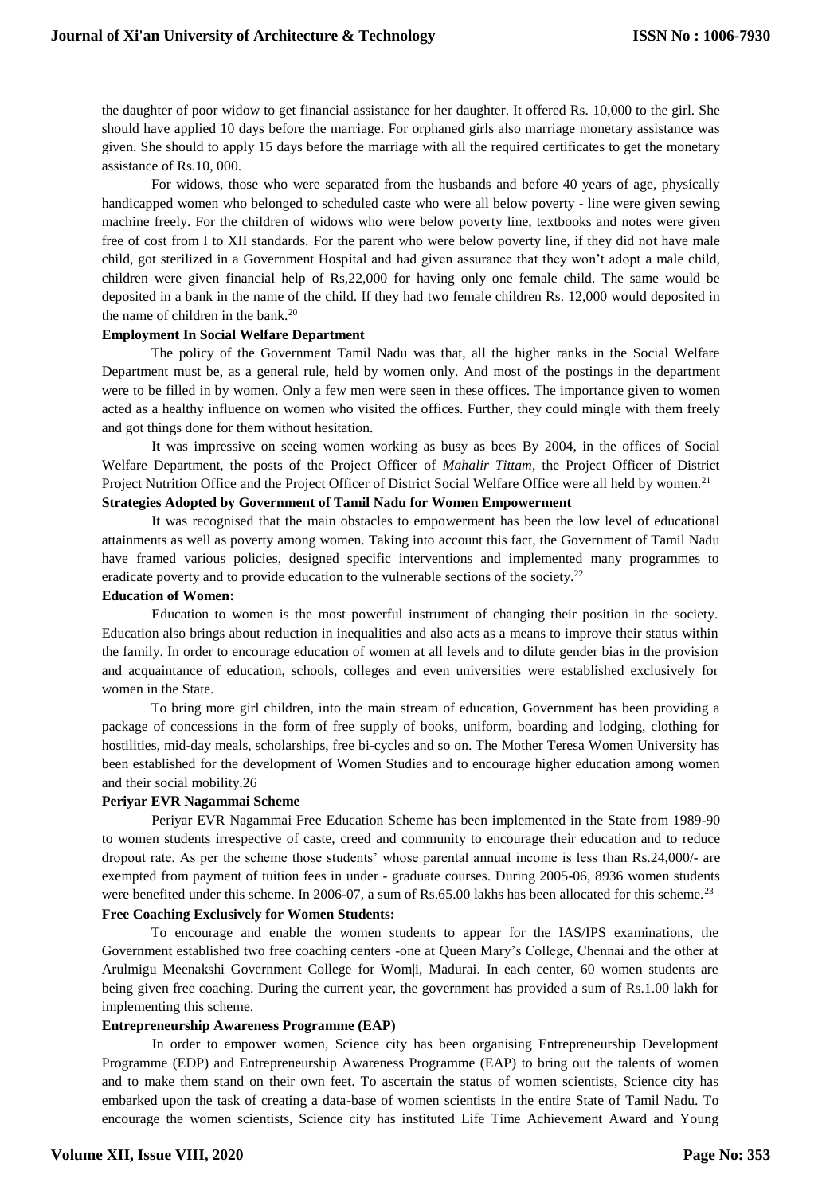the daughter of poor widow to get financial assistance for her daughter. It offered Rs. 10,000 to the girl. She should have applied 10 days before the marriage. For orphaned girls also marriage monetary assistance was given. She should to apply 15 days before the marriage with all the required certificates to get the monetary assistance of Rs.10, 000.

For widows, those who were separated from the husbands and before 40 years of age, physically handicapped women who belonged to scheduled caste who were all below poverty - line were given sewing machine freely. For the children of widows who were below poverty line, textbooks and notes were given free of cost from I to XII standards. For the parent who were below poverty line, if they did not have male child, got sterilized in a Government Hospital and had given assurance that they won't adopt a male child, children were given financial help of Rs,22,000 for having only one female child. The same would be deposited in a bank in the name of the child. If they had two female children Rs. 12,000 would deposited in the name of children in the bank.[20]

**Employment In Social Welfare Department**

The policy of the Government Tamil Nadu was that, all the higher ranks in the Social Welfare Department must be, as a general rule, held by women only. And most of the postings in the department were to be filled in by women. Only a few men were seen in these offices. The importance given to women acted as a healthy influence on women who visited the offices. Further, they could mingle with them freely and got things done for them without hesitation.

It was impressive on seeing women working as busy as bees By 2004, in the offices of Social Welfare Department, the posts of the Project Officer of *Mahalir Tittam*, the Project Officer of District Project Nutrition Office and the Project Officer of District Social Welfare Office were all held by women.[21]

**Strategies Adopted by Government of Tamil Nadu for Women Empowerment**

It was recognised that the main obstacles to empowerment has been the low level of educational attainments as well as poverty among women. Taking into account this fact, the Government of Tamil Nadu have framed various policies, designed specific interventions and implemented many programmes to eradicate poverty and to provide education to the vulnerable sections of the society.[22]

**Education of Women:**

Education to women is the most powerful instrument of changing their position in the society. Education also brings about reduction in inequalities and also acts as a means to improve their status within the family. In order to encourage education of women at all levels and to dilute gender bias in the provision and acquaintance of education, schools, colleges and even universities were established exclusively for women in the State.

To bring more girl children, into the main stream of education, Government has been providing a package of concessions in the form of free supply of books, uniform, boarding and lodging, clothing for hostilities, mid-day meals, scholarships, free bi-cycles and so on. The Mother Teresa Women University has been established for the development of Women Studies and to encourage higher education among women and their social mobility.26

**Periyar EVR Nagammai Scheme**

Periyar EVR Nagammai Free Education Scheme has been implemented in the State from 1989-90 to women students irrespective of caste, creed and community to encourage their education and to reduce dropout rate. As per the scheme those students' whose parental annual income is less than Rs.24,000/- are exempted from payment of tuition fees in under - graduate courses. During 2005-06, 8936 women students were benefited under this scheme. In 2006-07, a sum of Rs.65.00 lakhs has been allocated for this scheme.[23]

**Free Coaching Exclusively for Women Students:**

To encourage and enable the women students to appear for the IAS/IPS examinations, the Government established two free coaching centers -one at Queen Mary's College, Chennai and the other at Arulmigu Meenakshi Government College for Wom|i, Madurai. In each center, 60 women students are being given free coaching. During the current year, the government has provided a sum of Rs.1.00 lakh for implementing this scheme.

**Entrepreneurship Awareness Programme (EAP)**

In order to empower women, Science city has been organising Entrepreneurship Development Programme (EDP) and Entrepreneurship Awareness Programme (EAP) to bring out the talents of women and to make them stand on their own feet. To ascertain the status of women scientists, Science city has embarked upon the task of creating a data-base of women scientists in the entire State of Tamil Nadu. To encourage the women scientists, Science city has instituted Life Time Achievement Award and Young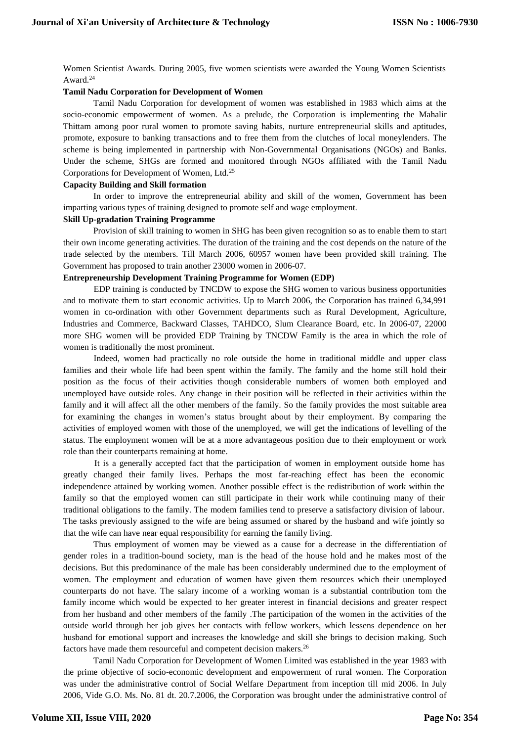Women Scientist Awards. During 2005, five women scientists were awarded the Young Women Scientists Award.[24]

**Tamil Nadu Corporation for Development of Women**

Tamil Nadu Corporation for development of women was established in 1983 which aims at the socio-economic empowerment of women. As a prelude, the Corporation is implementing the Mahalir Thittam among poor rural women to promote saving habits, nurture entrepreneurial skills and aptitudes, promote, exposure to banking transactions and to free them from the clutches of local moneylenders. The scheme is being implemented in partnership with Non-Governmental Organisations (NGOs) and Banks. Under the scheme, SHGs are formed and monitored through NGOs affiliated with the Tamil Nadu Corporations for Development of Women, Ltd.[25]

**Capacity Building and Skill formation**

In order to improve the entrepreneurial ability and skill of the women, Government has been imparting various types of training designed to promote self and wage employment.

**Skill Up-gradation Training Programme**

Provision of skill training to women in SHG has been given recognition so as to enable them to start their own income generating activities. The duration of the training and the cost depends on the nature of the trade selected by the members. Till March 2006, 60957 women have been provided skill training. The Government has proposed to train another 23000 women in 2006-07.

**Entrepreneurship Development Training Programme for Women (EDP)**

EDP training is conducted by TNCDW to expose the SHG women to various business opportunities and to motivate them to start economic activities. Up to March 2006, the Corporation has trained 6,34,991 women in co-ordination with other Government departments such as Rural Development, Agriculture, Industries and Commerce, Backward Classes, TAHDCO, Slum Clearance Board, etc. In 2006-07, 22000 more SHG women will be provided EDP Training by TNCDW Family is the area in which the role of women is traditionally the most prominent.

Indeed, women had practically no role outside the home in traditional middle and upper class families and their whole life had been spent within the family. The family and the home still hold their position as the focus of their activities though considerable numbers of women both employed and unemployed have outside roles. Any change in their position will be reflected in their activities within the family and it will affect all the other members of the family. So the family provides the most suitable area for examining the changes in women's status brought about by their employment. By comparing the activities of employed women with those of the unemployed, we will get the indications of levelling of the status. The employment women will be at a more advantageous position due to their employment or work role than their counterparts remaining at home.

It is a generally accepted fact that the participation of women in employment outside home has greatly changed their family lives. Perhaps the most far-reaching effect has been the economic independence attained by working women. Another possible effect is the redistribution of work within the family so that the employed women can still participate in their work while continuing many of their traditional obligations to the family. The modem families tend to preserve a satisfactory division of labour. The tasks previously assigned to the wife are being assumed or shared by the husband and wife jointly so that the wife can have near equal responsibility for earning the family living.

Thus employment of women may be viewed as a cause for a decrease in the differentiation of gender roles in a tradition-bound society, man is the head of the house hold and he makes most of the decisions. But this predominance of the male has been considerably undermined due to the employment of women. The employment and education of women have given them resources which their unemployed counterparts do not have. The salary income of a working woman is a substantial contribution tom the family income which would be expected to her greater interest in financial decisions and greater respect from her husband and other members of the family .The participation of the women in the activities of the outside world through her job gives her contacts with fellow workers, which lessens dependence on her husband for emotional support and increases the knowledge and skill she brings to decision making. Such factors have made them resourceful and competent decision makers.[26]

Tamil Nadu Corporation for Development of Women Limited was established in the year 1983 with the prime objective of socio-economic development and empowerment of rural women. The Corporation was under the administrative control of Social Welfare Department from inception till mid 2006. In July 2006, Vide G.O. Ms. No. 81 dt. 20.7.2006, the Corporation was brought under the administrative control of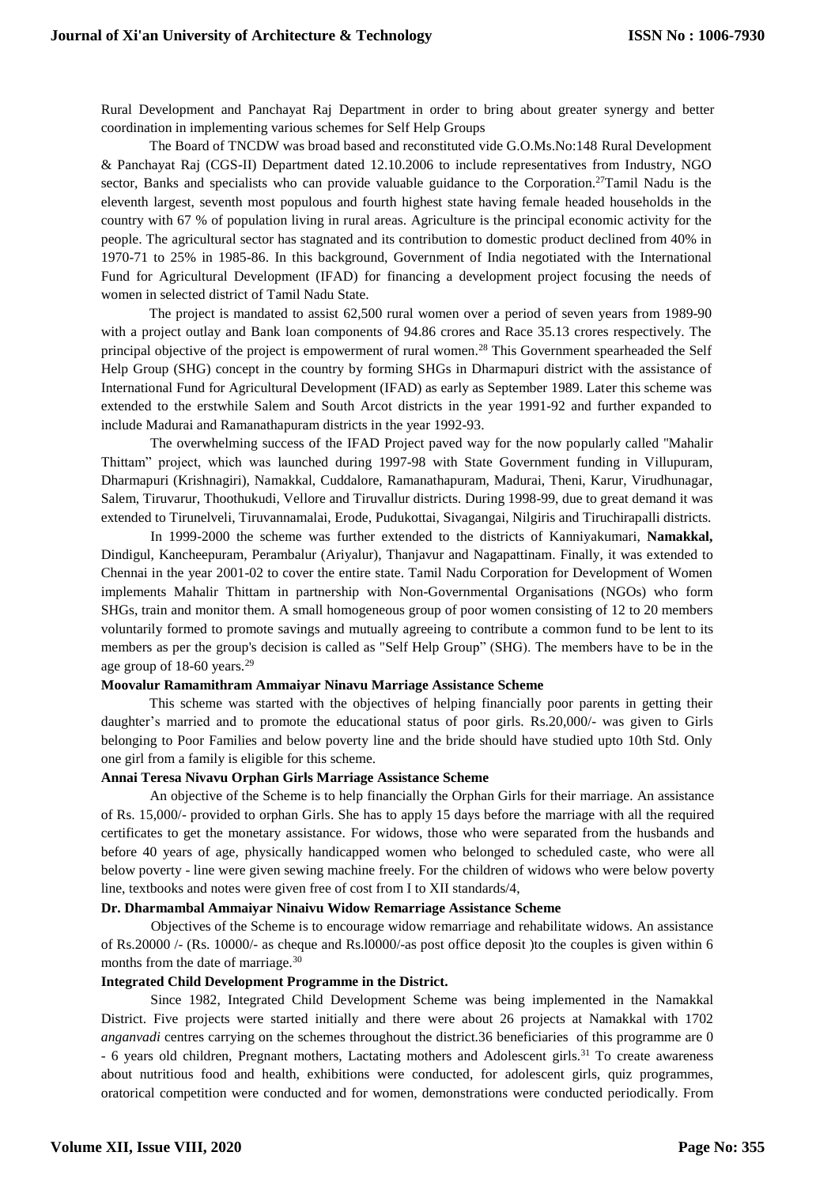Rural Development and Panchayat Raj Department in order to bring about greater synergy and better coordination in implementing various schemes for Self Help Groups

The Board of TNCDW was broad based and reconstituted vide G.O.Ms.No:148 Rural Development & Panchayat Raj (CGS-II) Department dated 12.10.2006 to include representatives from Industry, NGO sector, Banks and specialists who can provide valuable guidance to the Corporation.[27]Tamil Nadu is the eleventh largest, seventh most populous and fourth highest state having female headed households in the country with 67 % of population living in rural areas. Agriculture is the principal economic activity for the people. The agricultural sector has stagnated and its contribution to domestic product declined from 40% in 1970-71 to 25% in 1985-86. In this background, Government of India negotiated with the International Fund for Agricultural Development (IFAD) for financing a development project focusing the needs of women in selected district of Tamil Nadu State.

The project is mandated to assist 62,500 rural women over a period of seven years from 1989-90 with a project outlay and Bank loan components of 94.86 crores and Race 35.13 crores respectively. The principal objective of the project is empowerment of rural women.[28] This Government spearheaded the Self Help Group (SHG) concept in the country by forming SHGs in Dharmapuri district with the assistance of International Fund for Agricultural Development (IFAD) as early as September 1989. Later this scheme was extended to the erstwhile Salem and South Arcot districts in the year 1991-92 and further expanded to include Madurai and Ramanathapuram districts in the year 1992-93.

The overwhelming success of the IFAD Project paved way for the now popularly called "Mahalir Thittam" project, which was launched during 1997-98 with State Government funding in Villupuram, Dharmapuri (Krishnagiri), Namakkal, Cuddalore, Ramanathapuram, Madurai, Theni, Karur, Virudhunagar, Salem, Tiruvarur, Thoothukudi, Vellore and Tiruvallur districts. During 1998-99, due to great demand it was extended to Tirunelveli, Tiruvannamalai, Erode, Pudukottai, Sivagangai, Nilgiris and Tiruchirapalli districts.

In 1999-2000 the scheme was further extended to the districts of Kanniyakumari, **Namakkal,** Dindigul, Kancheepuram, Perambalur (Ariyalur), Thanjavur and Nagapattinam. Finally, it was extended to Chennai in the year 2001-02 to cover the entire state. Tamil Nadu Corporation for Development of Women implements Mahalir Thittam in partnership with Non-Governmental Organisations (NGOs) who form SHGs, train and monitor them. A small homogeneous group of poor women consisting of 12 to 20 members voluntarily formed to promote savings and mutually agreeing to contribute a common fund to be lent to its members as per the group's decision is called as "Self Help Group" (SHG). The members have to be in the age group of 18-60 years.[29]

**Moovalur Ramamithram Ammaiyar Ninavu Marriage Assistance Scheme**

This scheme was started with the objectives of helping financially poor parents in getting their daughter's married and to promote the educational status of poor girls. Rs.20,000/- was given to Girls belonging to Poor Families and below poverty line and the bride should have studied upto 10th Std. Only one girl from a family is eligible for this scheme.

**Annai Teresa Nivavu Orphan Girls Marriage Assistance Scheme**

An objective of the Scheme is to help financially the Orphan Girls for their marriage. An assistance of Rs. 15,000/- provided to orphan Girls. She has to apply 15 days before the marriage with all the required certificates to get the monetary assistance. For widows, those who were separated from the husbands and before 40 years of age, physically handicapped women who belonged to scheduled caste, who were all below poverty - line were given sewing machine freely. For the children of widows who were below poverty line, textbooks and notes were given free of cost from I to XII standards/4,

**Dr. Dharmambal Ammaiyar Ninaivu Widow Remarriage Assistance Scheme**

Objectives of the Scheme is to encourage widow remarriage and rehabilitate widows. An assistance of Rs.20000 /- (Rs. 10000/- as cheque and Rs.l0000/-as post office deposit )to the couples is given within 6 months from the date of marriage.[30]

**Integrated Child Development Programme in the District.**

Since 1982, Integrated Child Development Scheme was being implemented in the Namakkal District. Five projects were started initially and there were about 26 projects at Namakkal with 1702 *anganvadi* centres carrying on the schemes throughout the district.36 beneficiaries of this programme are 0 - 6 years old children, Pregnant mothers, Lactating mothers and Adolescent girls.[31] To create awareness about nutritious food and health, exhibitions were conducted, for adolescent girls, quiz programmes, oratorical competition were conducted and for women, demonstrations were conducted periodically. From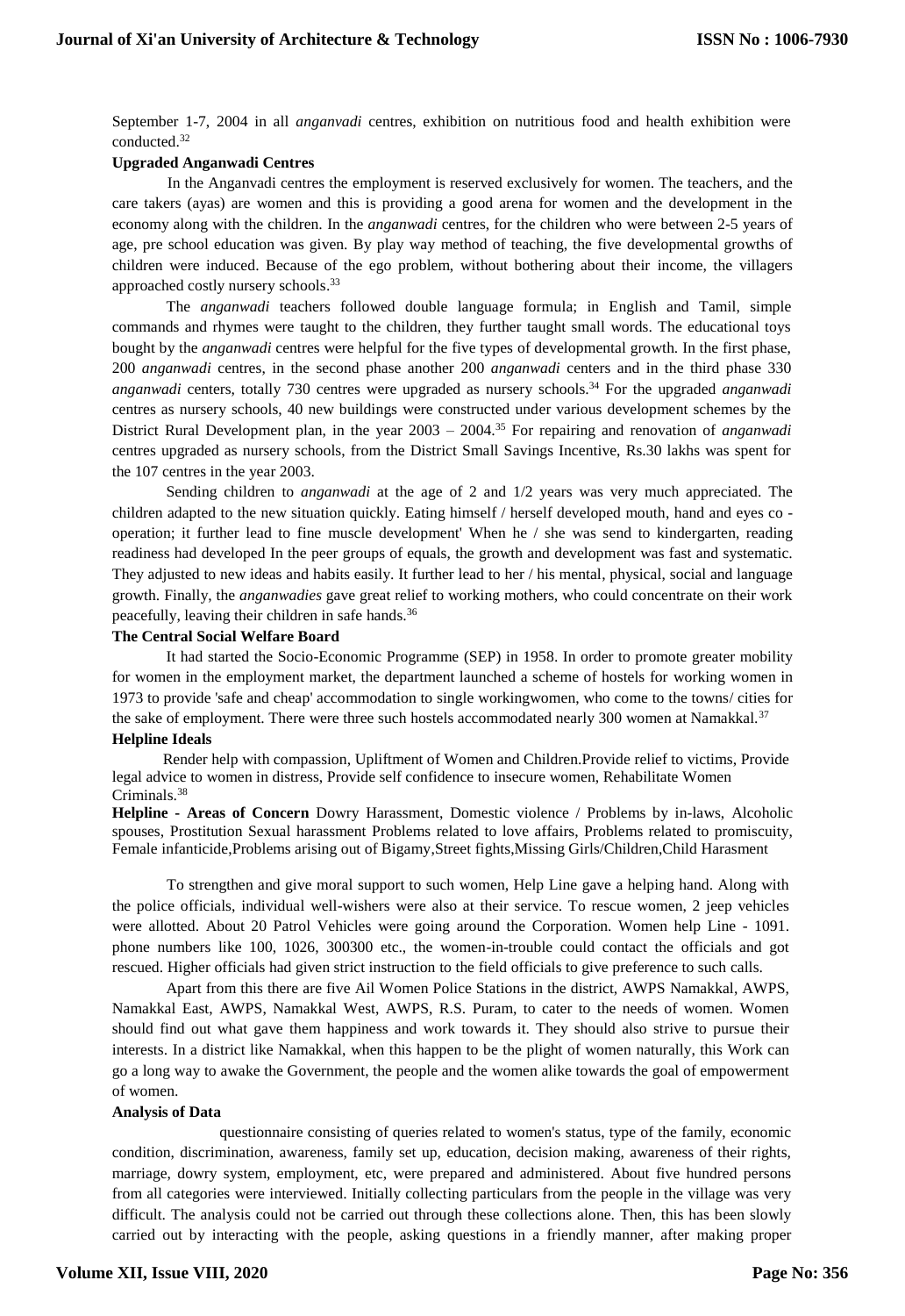September 1-7, 2004 in all *anganvadi* centres, exhibition on nutritious food and health exhibition were conducted.[32]

**Upgraded Anganwadi Centres**

In the Anganvadi centres the employment is reserved exclusively for women. The teachers, and the care takers (ayas) are women and this is providing a good arena for women and the development in the economy along with the children. In the *anganwadi* centres, for the children who were between 2-5 years of age, pre school education was given. By play way method of teaching, the five developmental growths of children were induced. Because of the ego problem, without bothering about their income, the villagers approached costly nursery schools.[33]

The *anganwadi* teachers followed double language formula; in English and Tamil, simple commands and rhymes were taught to the children, they further taught small words. The educational toys bought by the *anganwadi* centres were helpful for the five types of developmental growth. In the first phase, 200 *anganwadi* centres, in the second phase another 200 *anganwadi* centers and in the third phase 330 *anganwadi* centers, totally 730 centres were upgraded as nursery schools.[34] For the upgraded *anganwadi* centres as nursery schools, 40 new buildings were constructed under various development schemes by the District Rural Development plan, in the year 2003 – 2004.[35] For repairing and renovation of *anganwadi* centres upgraded as nursery schools, from the District Small Savings Incentive, Rs.30 lakhs was spent for the 107 centres in the year 2003.

Sending children to *anganwadi* at the age of 2 and 1/2 years was very much appreciated. The children adapted to the new situation quickly. Eating himself / herself developed mouth, hand and eyes co - operation; it further lead to fine muscle development' When he / she was send to kindergarten, reading readiness had developed In the peer groups of equals, the growth and development was fast and systematic. They adjusted to new ideas and habits easily. It further lead to her / his mental, physical, social and language growth. Finally, the *anganwadies* gave great relief to working mothers, who could concentrate on their work peacefully, leaving their children in safe hands.[36]

**The Central Social Welfare Board**

It had started the Socio-Economic Programme (SEP) in 1958. In order to promote greater mobility for women in the employment market, the department launched a scheme of hostels for working women in 1973 to provide 'safe and cheap' accommodation to single workingwomen, who come to the towns/ cities for the sake of employment. There were three such hostels accommodated nearly 300 women at Namakkal.[37]

**Helpline Ideals**

Render help with compassion, Upliftment of Women and Children.Provide relief to victims, Provide legal advice to women in distress, Provide self confidence to insecure women, Rehabilitate Women Criminals.[38]

**Helpline - Areas of Concern** Dowry Harassment, Domestic violence / Problems by in-laws, Alcoholic spouses, Prostitution Sexual harassment Problems related to love affairs, Problems related to promiscuity, Female infanticide,Problems arising out of Bigamy,Street fights,Missing Girls/Children,Child Harasment

To strengthen and give moral support to such women, Help Line gave a helping hand. Along with the police officials, individual well-wishers were also at their service. To rescue women, 2 jeep vehicles were allotted. About 20 Patrol Vehicles were going around the Corporation. Women help Line - 1091. phone numbers like 100, 1026, 300300 etc., the women-in-trouble could contact the officials and got rescued. Higher officials had given strict instruction to the field officials to give preference to such calls.

Apart from this there are five Ail Women Police Stations in the district, AWPS Namakkal, AWPS, Namakkal East, AWPS, Namakkal West, AWPS, R.S. Puram, to cater to the needs of women. Women should find out what gave them happiness and work towards it. They should also strive to pursue their interests. In a district like Namakkal, when this happen to be the plight of women naturally, this Work can go a long way to awake the Government, the people and the women alike towards the goal of empowerment of women.

**Analysis of Data**

questionnaire consisting of queries related to women's status, type of the family, economic condition, discrimination, awareness, family set up, education, decision making, awareness of their rights, marriage, dowry system, employment, etc, were prepared and administered. About five hundred persons from all categories were interviewed. Initially collecting particulars from the people in the village was very difficult. The analysis could not be carried out through these collections alone. Then, this has been slowly carried out by interacting with the people, asking questions in a friendly manner, after making proper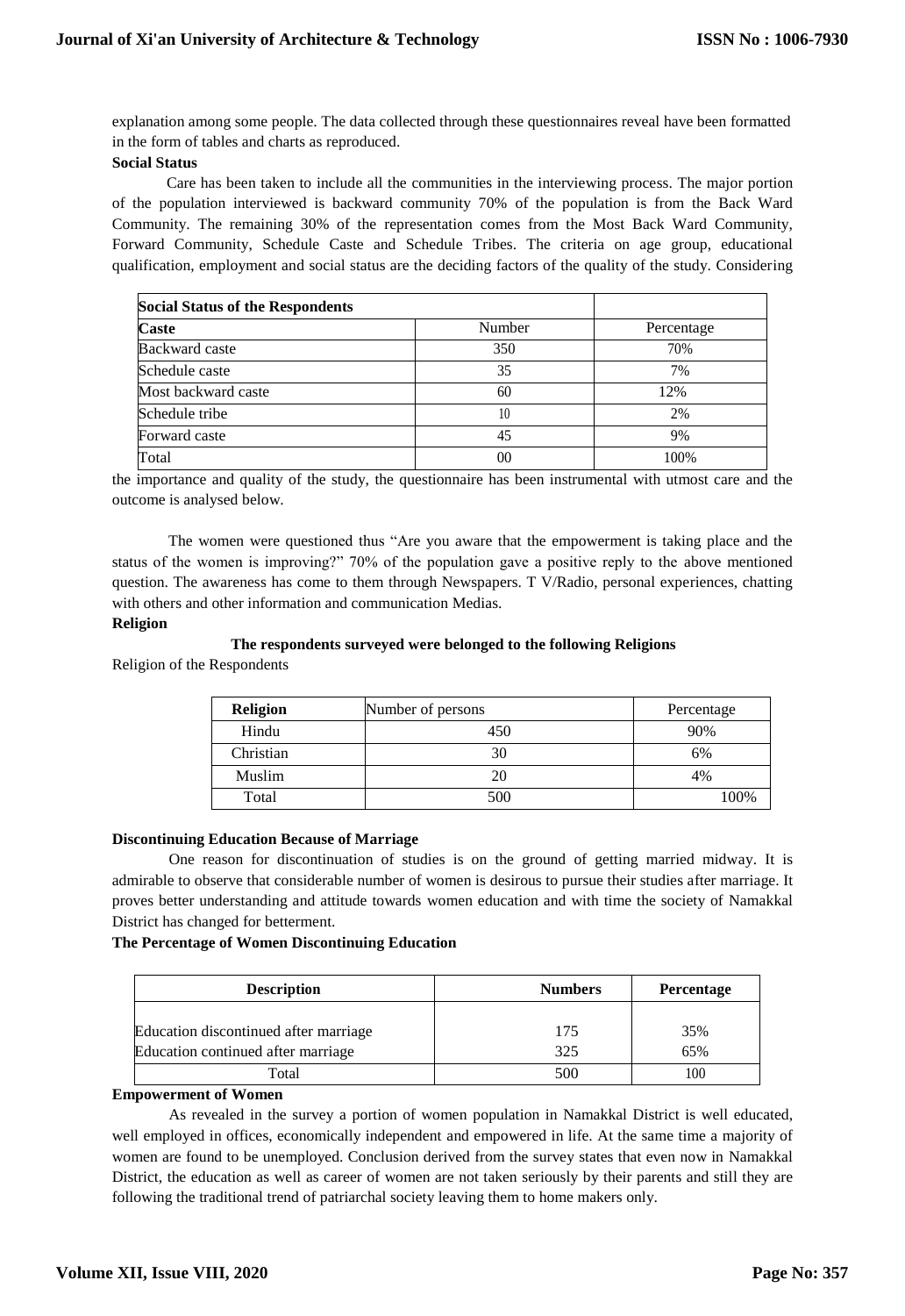explanation among some people. The data collected through these questionnaires reveal have been formatted in the form of tables and charts as reproduced.

**Social Status**

Care has been taken to include all the communities in the interviewing process. The major portion of the population interviewed is backward community 70% of the population is from the Back Ward Community. The remaining 30% of the representation comes from the Most Back Ward Community, Forward Community, Schedule Caste and Schedule Tribes. The criteria on age group, educational qualification, employment and social status are the deciding factors of the quality of the study. Considering

| **Social Status of the Respondents** | | |
|---|---|---|
| **Caste** | Number | Percentage |
| Backward caste | 350 | 70% |
| Schedule caste | 35 | 7% |
| Most backward caste | 60 | 12% |
| Schedule tribe | 10 | 2% |
| Forward caste | 45 | 9% |
| Total | 00 | 100% |

the importance and quality of the study, the questionnaire has been instrumental with utmost care and the outcome is analysed below.

The women were questioned thus "Are you aware that the empowerment is taking place and the status of the women is improving?" 70% of the population gave a positive reply to the above mentioned question. The awareness has come to them through Newspapers. T V/Radio, personal experiences, chatting with others and other information and communication Medias.

**Religion**

**The respondents surveyed were belonged to the following Religions**

Religion of the Respondents

| **Religion** | Number of persons | Percentage |
|---|---|---|
| Hindu | 450 | 90% |
| Christian | 30 | 6% |
| Muslim | 20 | 4% |
| Total | 500 | 100% |

**Discontinuing Education Because of Marriage**

One reason for discontinuation of studies is on the ground of getting married midway. It is admirable to observe that considerable number of women is desirous to pursue their studies after marriage. It proves better understanding and attitude towards women education and with time the society of Namakkal District has changed for betterment.

**The Percentage of Women Discontinuing Education**

| **Description** | **Numbers** | **Percentage** |
|---|---|---|
| Education discontinued after marriage | 175 | 35% |
| Education continued after marriage | 325 | 65% |
| Total | 500 | 100 |

**Empowerment of Women**

As revealed in the survey a portion of women population in Namakkal District is well educated, well employed in offices, economically independent and empowered in life. At the same time a majority of women are found to be unemployed. Conclusion derived from the survey states that even now in Namakkal District, the education as well as career of women are not taken seriously by their parents and still they are following the traditional trend of patriarchal society leaving them to home makers only.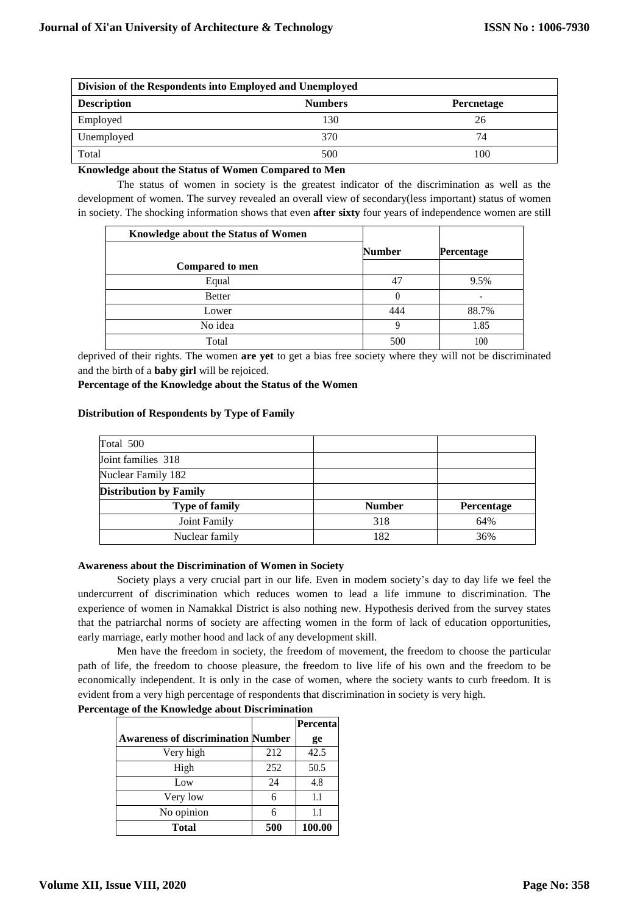| Division of the Respondents into Employed and Unemployed | | |
|---|---|---|
| **Description** | **Numbers** | **Percnetage** |
| Employed | 130 | 26 |
| Unemployed | 370 | 74 |
| Total | 500 | 100 |

**Knowledge about the Status of Women Compared to Men**

The status of women in society is the greatest indicator of the discrimination as well as the development of women. The survey revealed an overall view of secondary(less important) status of women in society. The shocking information shows that even **after sixty** four years of independence women are still deprived of their rights. The women **are yet** to get a bias free society where they will not be discriminated and the birth of a **baby girl** will be rejoiced.

| Knowledge about the Status of Women Compared to men | Number | Percentage |
|---|---|---|
| Equal | 47 | 9.5% |
| Better | 0 | - |
| Lower | 444 | 88.7% |
| No idea | 9 | 1.85 |
| Total | 500 | 100 |

**Percentage of the Knowledge about the Status of the Women**

**Distribution of Respondents by Type of Family**

| Total 500 | | |
|---|---|---|
| Joint families 318 | | |
| Nuclear Family 182 | | |
| **Distribution by Family** | | |
| **Type of family** | **Number** | **Percentage** |
| Joint Family | 318 | 64% |
| Nuclear family | 182 | 36% |

**Awareness about the Discrimination of Women in Society**

Society plays a very crucial part in our life. Even in modem society's day to day life we feel the undercurrent of discrimination which reduces women to lead a life immune to discrimination. The experience of women in Namakkal District is also nothing new. Hypothesis derived from the survey states that the patriarchal norms of society are affecting women in the form of lack of education opportunities, early marriage, early mother hood and lack of any development skill.

Men have the freedom in society, the freedom of movement, the freedom to choose the particular path of life, the freedom to choose pleasure, the freedom to live life of his own and the freedom to be economically independent. It is only in the case of women, where the society wants to curb freedom. It is evident from a very high percentage of respondents that discrimination in society is very high.

**Percentage of the Knowledge about Discrimination**

| Awareness of discrimination | Number | Percentage |
|---|---|---|
| Very high | 212 | 42.5 |
| High | 252 | 50.5 |
| Low | 24 | 4.8 |
| Very low | 6 | 1.1 |
| No opinion | 6 | 1.1 |
| **Total** | **500** | **100.00** |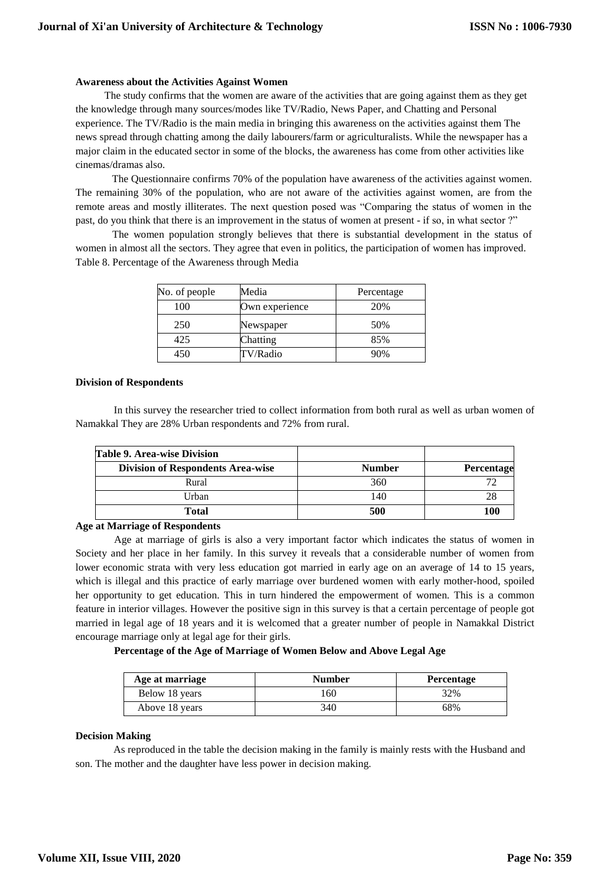**Awareness about the Activities Against Women**

The study confirms that the women are aware of the activities that are going against them as they get the knowledge through many sources/modes like TV/Radio, News Paper, and Chatting and Personal experience. The TV/Radio is the main media in bringing this awareness on the activities against them The news spread through chatting among the daily labourers/farm or agriculturalists. While the newspaper has a major claim in the educated sector in some of the blocks, the awareness has come from other activities like cinemas/dramas also.

The Questionnaire confirms 70% of the population have awareness of the activities against women. The remaining 30% of the population, who are not aware of the activities against women, are from the remote areas and mostly illiterates. The next question posed was "Comparing the status of women in the past, do you think that there is an improvement in the status of women at present - if so, in what sector ?"

The women population strongly believes that there is substantial development in the status of women in almost all the sectors. They agree that even in politics, the participation of women has improved.

Table 8. Percentage of the Awareness through Media

| No. of people | Media | Percentage |
|---|---|---|
| 100 | Own experience | 20% |
| 250 | Newspaper | 50% |
| 425 | Chatting | 85% |
| 450 | TV/Radio | 90% |

**Division of Respondents**

In this survey the researcher tried to collect information from both rural as well as urban women of Namakkal They are 28% Urban respondents and 72% from rural.

**Table 9. Area-wise Division**

| Division of Respondents Area-wise | Number | Percentage |
|---|---|---|
| Rural | 360 | 72 |
| Urban | 140 | 28 |
| **Total** | **500** | **100** |

**Age at Marriage of Respondents**

Age at marriage of girls is also a very important factor which indicates the status of women in Society and her place in her family. In this survey it reveals that a considerable number of women from lower economic strata with very less education got married in early age on an average of 14 to 15 years, which is illegal and this practice of early marriage over burdened women with early mother-hood, spoiled her opportunity to get education. This in turn hindered the empowerment of women. This is a common feature in interior villages. However the positive sign in this survey is that a certain percentage of people got married in legal age of 18 years and it is welcomed that a greater number of people in Namakkal District encourage marriage only at legal age for their girls.

**Percentage of the Age of Marriage of Women Below and Above Legal Age**

| Age at marriage | Number | Percentage |
|---|---|---|
| Below 18 years | 160 | 32% |
| Above 18 years | 340 | 68% |

**Decision Making**

As reproduced in the table the decision making in the family is mainly rests with the Husband and son. The mother and the daughter have less power in decision making.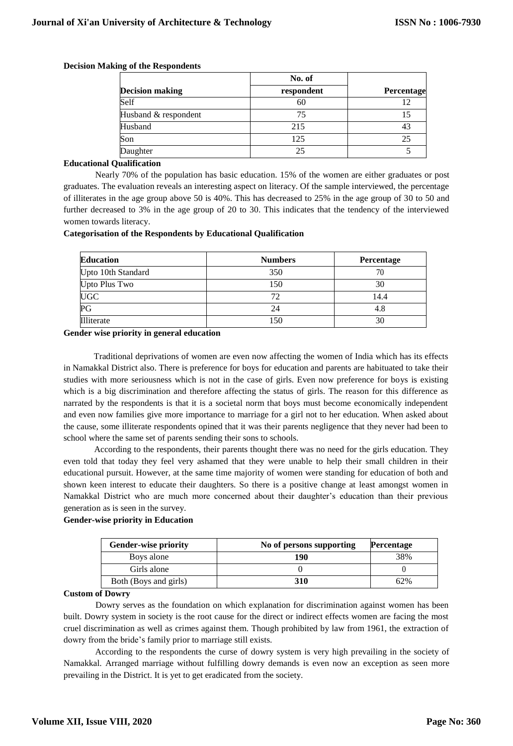**Decision Making of the Respondents**

| Decision making | No. of respondent | Percentage |
|---|---|---|
| Self | 60 | 12 |
| Husband & respondent | 75 | 15 |
| Husband | 215 | 43 |
| Son | 125 | 25 |
| Daughter | 25 | 5 |

**Educational Qualification**

Nearly 70% of the population has basic education. 15% of the women are either graduates or post graduates. The evaluation reveals an interesting aspect on literacy. Of the sample interviewed, the percentage of illiterates in the age group above 50 is 40%. This has decreased to 25% in the age group of 30 to 50 and further decreased to 3% in the age group of 20 to 30. This indicates that the tendency of the interviewed women towards literacy.

**Categorisation of the Respondents by Educational Qualification**

| Education | Numbers | Percentage |
|---|---|---|
| Upto 10th Standard | 350 | 70 |
| Upto Plus Two | 150 | 30 |
| UGC | 72 | 14.4 |
| PG | 24 | 4.8 |
| Illiterate | 150 | 30 |

**Gender wise priority in general education**

Traditional deprivations of women are even now affecting the women of India which has its effects in Namakkal District also. There is preference for boys for education and parents are habituated to take their studies with more seriousness which is not in the case of girls. Even now preference for boys is existing which is a big discrimination and therefore affecting the status of girls. The reason for this difference as narrated by the respondents is that it is a societal norm that boys must become economically independent and even now families give more importance to marriage for a girl not to her education. When asked about the cause, some illiterate respondents opined that it was their parents negligence that they never had been to school where the same set of parents sending their sons to schools.

According to the respondents, their parents thought there was no need for the girls education. They even told that today they feel very ashamed that they were unable to help their small children in their educational pursuit. However, at the same time majority of women were standing for education of both and shown keen interest to educate their daughters. So there is a positive change at least amongst women in Namakkal District who are much more concerned about their daughter's education than their previous generation as is seen in the survey.

**Gender-wise priority in Education**

| Gender-wise priority | No of persons supporting | Percentage |
|---|---|---|
| Boys alone | **190** | 38% |
| Girls alone | 0 | 0 |
| Both (Boys and girls) | **310** | 62% |

**Custom of Dowry**

Dowry serves as the foundation on which explanation for discrimination against women has been built. Dowry system in society is the root cause for the direct or indirect effects women are facing the most cruel discrimination as well as crimes against them. Though prohibited by law from 1961, the extraction of dowry from the bride's family prior to marriage still exists.

According to the respondents the curse of dowry system is very high prevailing in the society of Namakkal. Arranged marriage without fulfilling dowry demands is even now an exception as seen more prevailing in the District. It is yet to get eradicated from the society.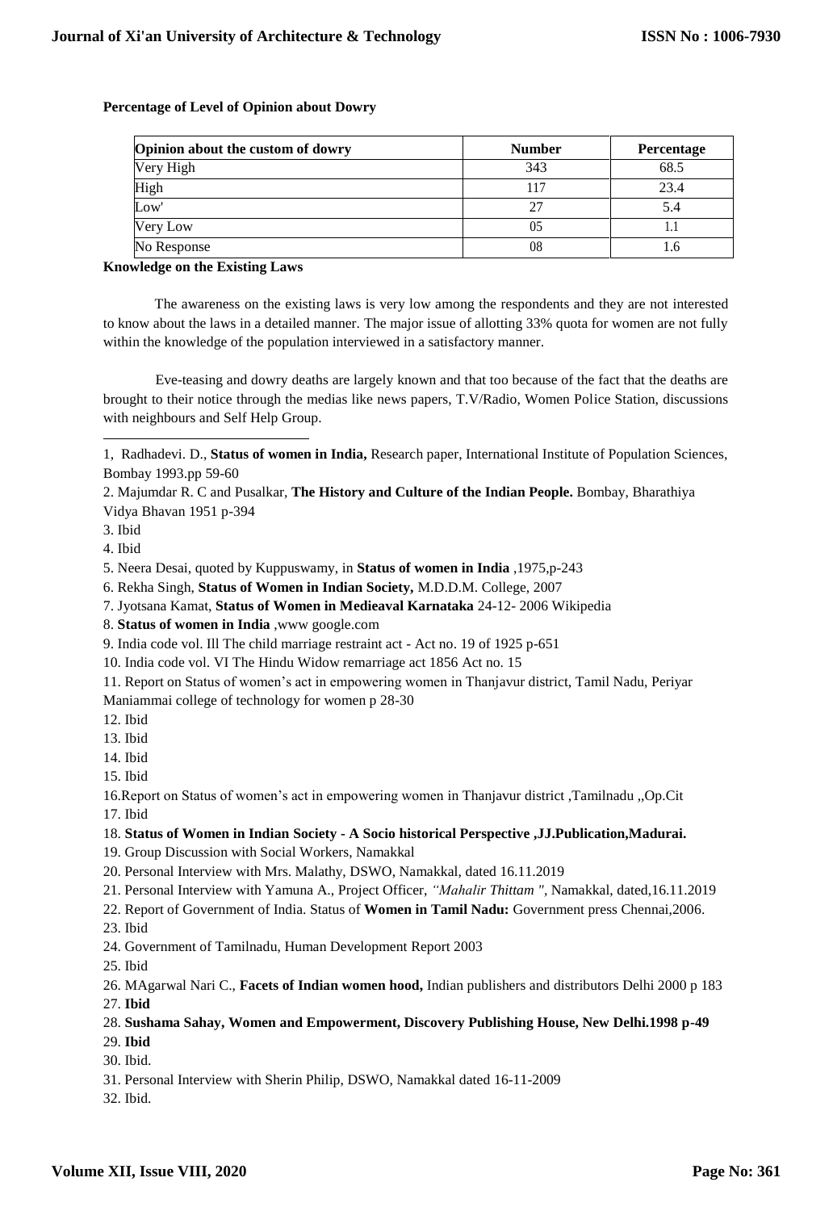**Percentage of Level of Opinion about Dowry**

| Opinion about the custom of dowry | Number | Percentage |
|---|---|---|
| Very High | 343 | 68.5 |
| High | 117 | 23.4 |
| Low' | 27 | 5.4 |
| Very Low | 05 | 1.1 |
| No Response | 08 | 1.6 |

**Knowledge on the Existing Laws**

The awareness on the existing laws is very low among the respondents and they are not interested to know about the laws in a detailed manner. The major issue of allotting 33% quota for women are not fully within the knowledge of the population interviewed in a satisfactory manner.

Eve-teasing and dowry deaths are largely known and that too because of the fact that the deaths are brought to their notice through the medias like news papers, T.V/Radio, Women Police Station, discussions with neighbours and Self Help Group.

---

1, Radhadevi. D., **Status of women in India,** Research paper, International Institute of Population Sciences, Bombay 1993.pp 59-60

2. Majumdar R. C and Pusalkar, **The History and Culture of the Indian People.** Bombay, Bharathiya Vidya Bhavan 1951 p-394

3. Ibid

4. Ibid

5. Neera Desai, quoted by Kuppuswamy, in **Status of women in India** ,1975,p-243

6. Rekha Singh, **Status of Women in Indian Society,** M.D.D.M. College, 2007

7. Jyotsana Kamat, **Status of Women in Medieaval Karnataka** 24-12- 2006 Wikipedia

8. **Status of women in India** ,www google.com

9. India code vol. Ill The child marriage restraint act - Act no. 19 of 1925 p-651

10. India code vol. VI The Hindu Widow remarriage act 1856 Act no. 15

11. Report on Status of women's act in empowering women in Thanjavur district, Tamil Nadu, Periyar Maniammai college of technology for women p 28-30

12. Ibid

13. Ibid

14. Ibid

15. Ibid

16.Report on Status of women's act in empowering women in Thanjavur district ,Tamilnadu ,,Op.Cit

17. Ibid

18. **Status of Women in Indian Society - A Socio historical Perspective ,JJ.Publication,Madurai.**

19. Group Discussion with Social Workers, Namakkal

20. Personal Interview with Mrs. Malathy, DSWO, Namakkal, dated 16.11.2019

21. Personal Interview with Yamuna A., Project Officer, *"Mahalir Thittam "*, Namakkal, dated,16.11.2019

22. Report of Government of India. Status of **Women in Tamil Nadu:** Government press Chennai,2006.

23. Ibid

24. Government of Tamilnadu, Human Development Report 2003

25. Ibid

26. MAgarwal Nari C., **Facets of Indian women hood,** Indian publishers and distributors Delhi 2000 p 183

27. **Ibid**

28. **Sushama Sahay, Women and Empowerment, Discovery Publishing House, New Delhi.1998 p-49**

29. **Ibid**

30. Ibid.

31. Personal Interview with Sherin Philip, DSWO, Namakkal dated 16-11-2009

32. Ibid.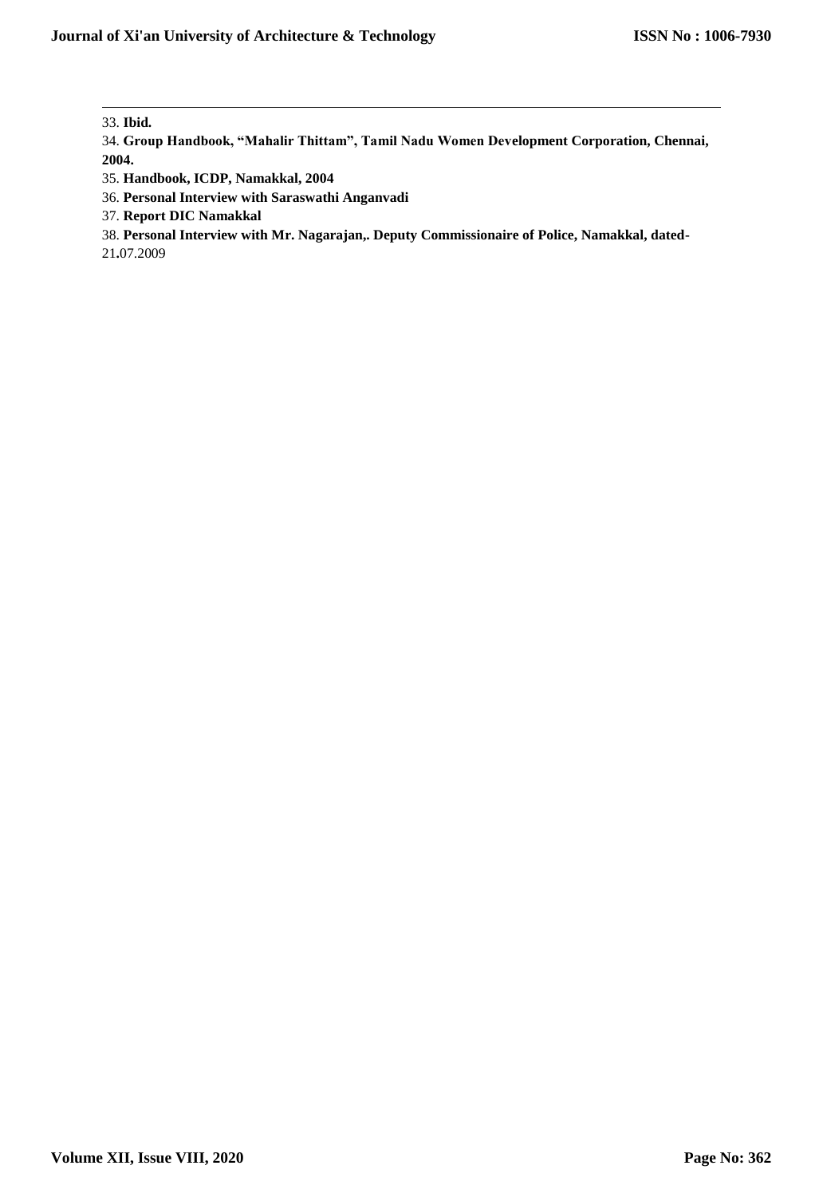33. **Ibid.**

34. **Group Handbook, "Mahalir Thittam", Tamil Nadu Women Development Corporation, Chennai, 2004.**

35. **Handbook, ICDP, Namakkal, 2004**

36. **Personal Interview with Saraswathi Anganvadi**

37. **Report DIC Namakkal**

38. **Personal Interview with Mr. Nagarajan,. Deputy Commissionaire of Police, Namakkal, dated-** 21.07.2009